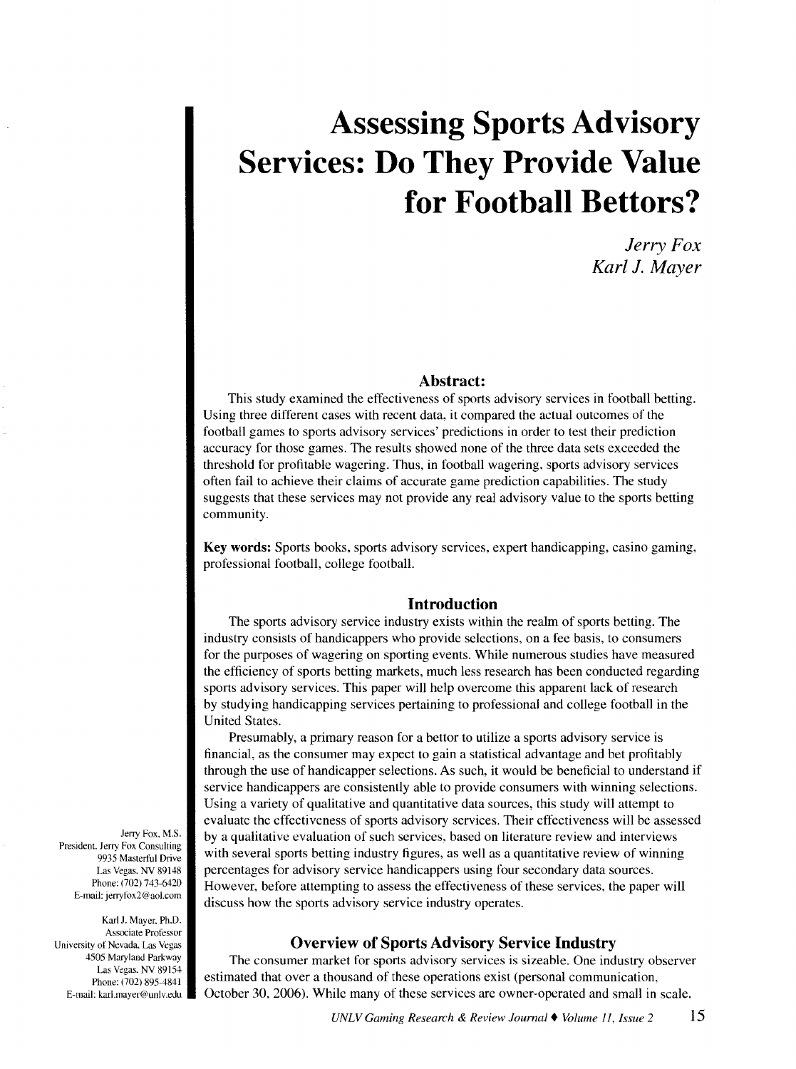# Assessing Sports Advisory Services: Do They Provide Value for Football Bettors?

*Jerry Fox*
*Karl J. Mayer*

## Abstract:

This study examined the effectiveness of sports advisory services in football betting. Using three different cases with recent data, it compared the actual outcomes of the football games to sports advisory services' predictions in order to test their prediction accuracy for those games. The results showed none of the three data sets exceeded the threshold for profitable wagering. Thus, in football wagering, sports advisory services often fail to achieve their claims of accurate game prediction capabilities. The study suggests that these services may not provide any real advisory value to the sports betting community.

**Key words:** Sports books, sports advisory services, expert handicapping, casino gaming, professional football, college football.

## Introduction

The sports advisory service industry exists within the realm of sports betting. The industry consists of handicappers who provide selections, on a fee basis, to consumers for the purposes of wagering on sporting events. While numerous studies have measured the efficiency of sports betting markets, much less research has been conducted regarding sports advisory services. This paper will help overcome this apparent lack of research by studying handicapping services pertaining to professional and college football in the United States.

Presumably, a primary reason for a bettor to utilize a sports advisory service is financial, as the consumer may expect to gain a statistical advantage and bet profitably through the use of handicapper selections. As such, it would be beneficial to understand if service handicappers are consistently able to provide consumers with winning selections. Using a variety of qualitative and quantitative data sources, this study will attempt to evaluate the effectiveness of sports advisory services. Their effectiveness will be assessed by a qualitative evaluation of such services, based on literature review and interviews with several sports betting industry figures, as well as a quantitative review of winning percentages for advisory service handicappers using four secondary data sources. However, before attempting to assess the effectiveness of these services, the paper will discuss how the sports advisory service industry operates.

## Overview of Sports Advisory Service Industry

The consumer market for sports advisory services is sizeable. One industry observer estimated that over a thousand of these operations exist (personal communication, October 30, 2006). While many of these services are owner-operated and small in scale,

Jerry Fox, M.S.
President, Jerry Fox Consulting
9935 Masterful Drive
Las Vegas, NV 89148
Phone: (702) 743-6420
E-mail: jerryfox2@aol.com

Karl J. Mayer, Ph.D.
Associate Professor
University of Nevada, Las Vegas
4505 Maryland Parkway
Las Vegas, NV 89154
Phone: (702) 895-4841
E-mail: karl.mayer@unlv.edu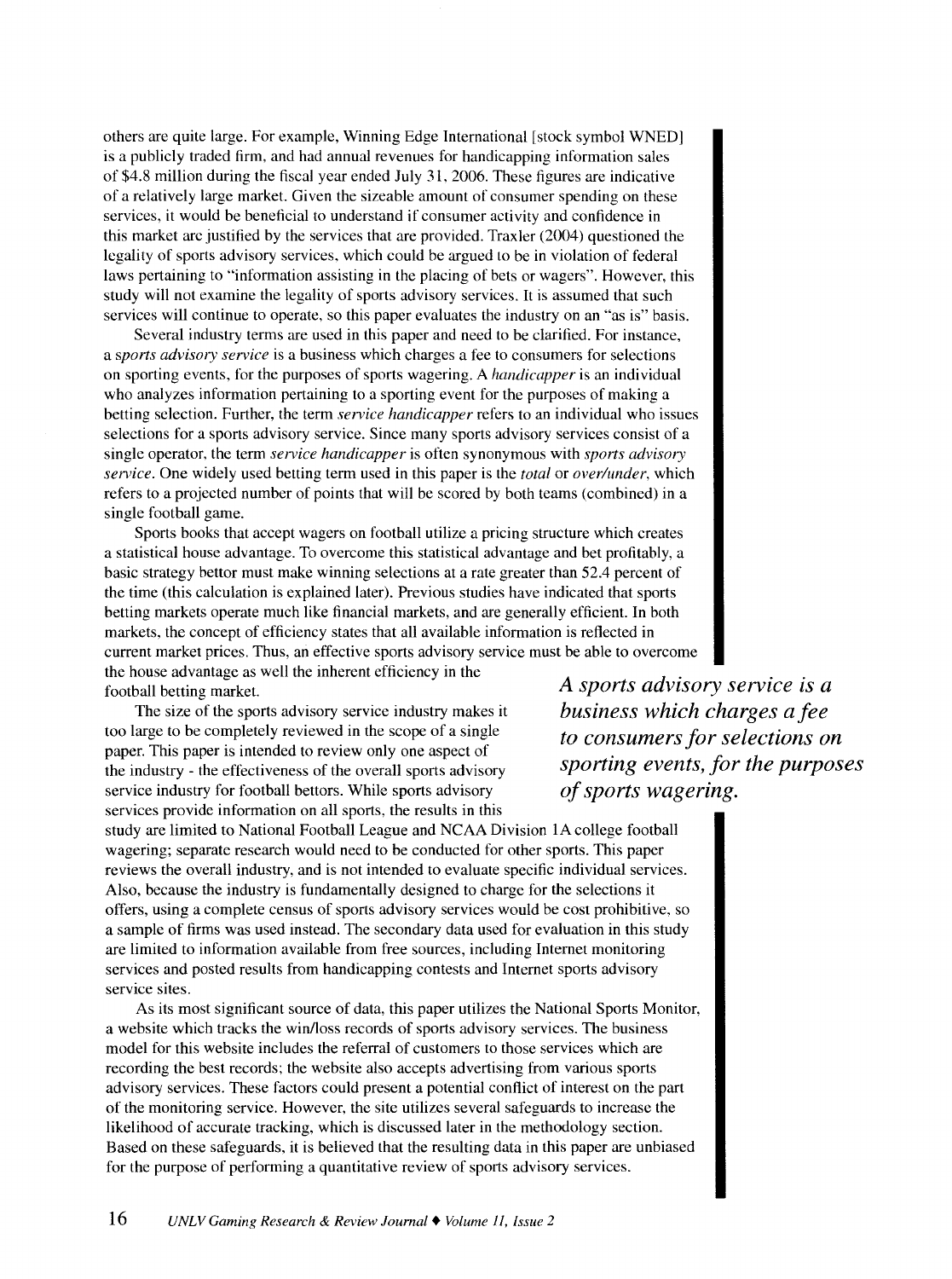others are quite large. For example, Winning Edge International [stock symbol WNED] is a publicly traded firm, and had annual revenues for handicapping information sales of $4.8 million during the fiscal year ended July 31, 2006. These figures are indicative of a relatively large market. Given the sizeable amount of consumer spending on these services, it would be beneficial to understand if consumer activity and confidence in this market are justified by the services that are provided. Traxler (2004) questioned the legality of sports advisory services, which could be argued to be in violation of federal laws pertaining to "information assisting in the placing of bets or wagers". However, this study will not examine the legality of sports advisory services. It is assumed that such services will continue to operate, so this paper evaluates the industry on an "as is" basis.

Several industry terms are used in this paper and need to be clarified. For instance, a *sports advisory service* is a business which charges a fee to consumers for selections on sporting events, for the purposes of sports wagering. A *handicapper* is an individual who analyzes information pertaining to a sporting event for the purposes of making a betting selection. Further, the term *service handicapper* refers to an individual who issues selections for a sports advisory service. Since many sports advisory services consist of a single operator, the term *service handicapper* is often synonymous with *sports advisory service*. One widely used betting term used in this paper is the *total* or *over/under*, which refers to a projected number of points that will be scored by both teams (combined) in a single football game.

Sports books that accept wagers on football utilize a pricing structure which creates a statistical house advantage. To overcome this statistical advantage and bet profitably, a basic strategy bettor must make winning selections at a rate greater than 52.4 percent of the time (this calculation is explained later). Previous studies have indicated that sports betting markets operate much like financial markets, and are generally efficient. In both markets, the concept of efficiency states that all available information is reflected in current market prices. Thus, an effective sports advisory service must be able to overcome the house advantage as well the inherent efficiency in the football betting market.

***A sports advisory service is a business which charges a fee to consumers for selections on sporting events, for the purposes of sports wagering.***

The size of the sports advisory service industry makes it too large to be completely reviewed in the scope of a single paper. This paper is intended to review only one aspect of the industry - the effectiveness of the overall sports advisory service industry for football bettors. While sports advisory services provide information on all sports, the results in this study are limited to National Football League and NCAA Division 1A college football wagering; separate research would need to be conducted for other sports. This paper reviews the overall industry, and is not intended to evaluate specific individual services. Also, because the industry is fundamentally designed to charge for the selections it offers, using a complete census of sports advisory services would be cost prohibitive, so a sample of firms was used instead. The secondary data used for evaluation in this study are limited to information available from free sources, including Internet monitoring services and posted results from handicapping contests and Internet sports advisory service sites.

As its most significant source of data, this paper utilizes the National Sports Monitor, a website which tracks the win/loss records of sports advisory services. The business model for this website includes the referral of customers to those services which are recording the best records; the website also accepts advertising from various sports advisory services. These factors could present a potential conflict of interest on the part of the monitoring service. However, the site utilizes several safeguards to increase the likelihood of accurate tracking, which is discussed later in the methodology section. Based on these safeguards, it is believed that the resulting data in this paper are unbiased for the purpose of performing a quantitative review of sports advisory services.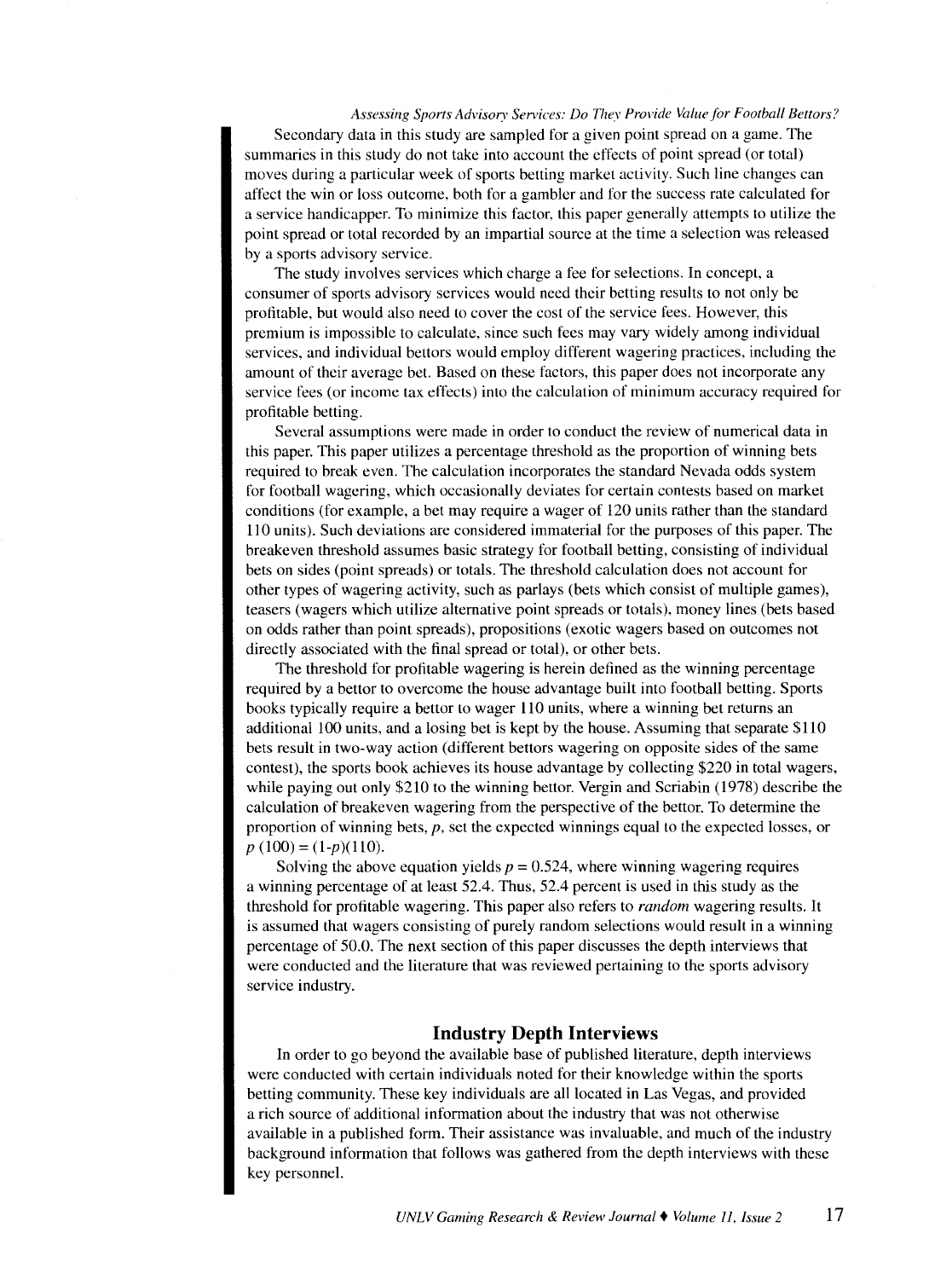Secondary data in this study are sampled for a given point spread on a game. The summaries in this study do not take into account the effects of point spread (or total) moves during a particular week of sports betting market activity. Such line changes can affect the win or loss outcome, both for a gambler and for the success rate calculated for a service handicapper. To minimize this factor, this paper generally attempts to utilize the point spread or total recorded by an impartial source at the time a selection was released by a sports advisory service.

The study involves services which charge a fee for selections. In concept, a consumer of sports advisory services would need their betting results to not only be profitable, but would also need to cover the cost of the service fees. However, this premium is impossible to calculate, since such fees may vary widely among individual services, and individual bettors would employ different wagering practices, including the amount of their average bet. Based on these factors, this paper does not incorporate any service fees (or income tax effects) into the calculation of minimum accuracy required for profitable betting.

Several assumptions were made in order to conduct the review of numerical data in this paper. This paper utilizes a percentage threshold as the proportion of winning bets required to break even. The calculation incorporates the standard Nevada odds system for football wagering, which occasionally deviates for certain contests based on market conditions (for example, a bet may require a wager of 120 units rather than the standard 110 units). Such deviations are considered immaterial for the purposes of this paper. The breakeven threshold assumes basic strategy for football betting, consisting of individual bets on sides (point spreads) or totals. The threshold calculation does not account for other types of wagering activity, such as parlays (bets which consist of multiple games), teasers (wagers which utilize alternative point spreads or totals), money lines (bets based on odds rather than point spreads), propositions (exotic wagers based on outcomes not directly associated with the final spread or total), or other bets.

The threshold for profitable wagering is herein defined as the winning percentage required by a bettor to overcome the house advantage built into football betting. Sports books typically require a bettor to wager 110 units, where a winning bet returns an additional 100 units, and a losing bet is kept by the house. Assuming that separate $110 bets result in two-way action (different bettors wagering on opposite sides of the same contest), the sports book achieves its house advantage by collecting $220 in total wagers, while paying out only $210 to the winning bettor. Vergin and Scriabin (1978) describe the calculation of breakeven wagering from the perspective of the bettor. To determine the proportion of winning bets, $p$, set the expected winnings equal to the expected losses, or $p\,(100) = (1\text{-}p)(110)$.

Solving the above equation yields $p = 0.524$, where winning wagering requires a winning percentage of at least 52.4. Thus, 52.4 percent is used in this study as the threshold for profitable wagering. This paper also refers to *random* wagering results. It is assumed that wagers consisting of purely random selections would result in a winning percentage of 50.0. The next section of this paper discusses the depth interviews that were conducted and the literature that was reviewed pertaining to the sports advisory service industry.

## Industry Depth Interviews

In order to go beyond the available base of published literature, depth interviews were conducted with certain individuals noted for their knowledge within the sports betting community. These key individuals are all located in Las Vegas, and provided a rich source of additional information about the industry that was not otherwise available in a published form. Their assistance was invaluable, and much of the industry background information that follows was gathered from the depth interviews with these key personnel.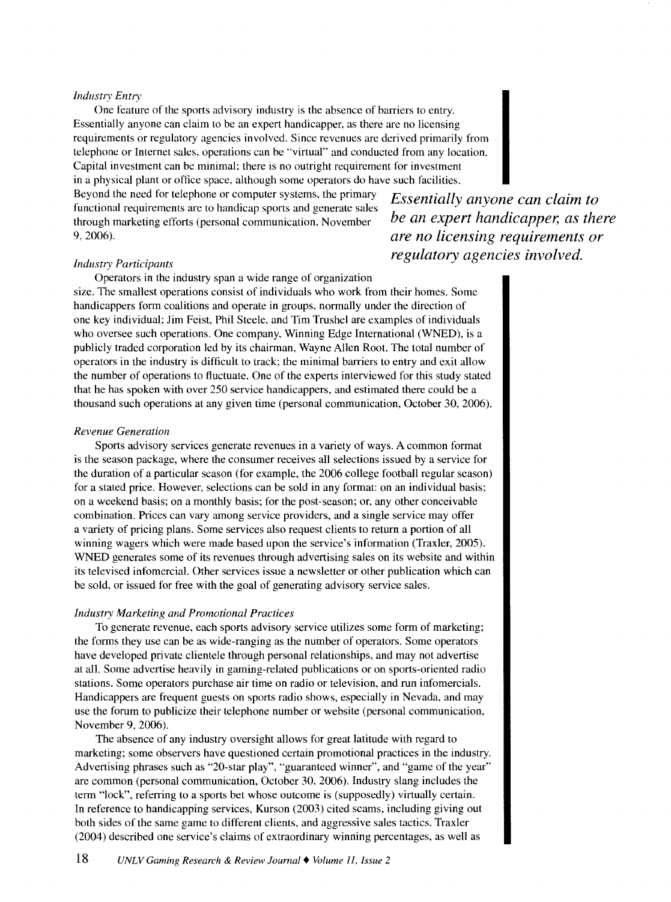*Industry Entry*

One feature of the sports advisory industry is the absence of barriers to entry. Essentially anyone can claim to be an expert handicapper, as there are no licensing requirements or regulatory agencies involved. Since revenues are derived primarily from telephone or Internet sales, operations can be "virtual" and conducted from any location. Capital investment can be minimal; there is no outright requirement for investment in a physical plant or office space, although some operators do have such facilities. Beyond the need for telephone or computer systems, the primary functional requirements are to handicap sports and generate sales through marketing efforts (personal communication, November 9, 2006).

> ***Essentially anyone can claim to be an expert handicapper, as there are no licensing requirements or regulatory agencies involved.***

*Industry Participants*

Operators in the industry span a wide range of organization size. The smallest operations consist of individuals who work from their homes. Some handicappers form coalitions and operate in groups, normally under the direction of one key individual; Jim Feist, Phil Steele, and Tim Trushel are examples of individuals who oversee such operations. One company, Winning Edge International (WNED), is a publicly traded corporation led by its chairman, Wayne Allen Root. The total number of operators in the industry is difficult to track; the minimal barriers to entry and exit allow the number of operations to fluctuate. One of the experts interviewed for this study stated that he has spoken with over 250 service handicappers, and estimated there could be a thousand such operations at any given time (personal communication, October 30, 2006).

*Revenue Generation*

Sports advisory services generate revenues in a variety of ways. A common format is the season package, where the consumer receives all selections issued by a service for the duration of a particular season (for example, the 2006 college football regular season) for a stated price. However, selections can be sold in any format: on an individual basis; on a weekend basis; on a monthly basis; for the post-season; or, any other conceivable combination. Prices can vary among service providers, and a single service may offer a variety of pricing plans. Some services also request clients to return a portion of all winning wagers which were made based upon the service's information (Traxler, 2005). WNED generates some of its revenues through advertising sales on its website and within its televised infomercial. Other services issue a newsletter or other publication which can be sold, or issued for free with the goal of generating advisory service sales.

*Industry Marketing and Promotional Practices*

To generate revenue, each sports advisory service utilizes some form of marketing; the forms they use can be as wide-ranging as the number of operators. Some operators have developed private clientele through personal relationships, and may not advertise at all. Some advertise heavily in gaming-related publications or on sports-oriented radio stations. Some operators purchase air time on radio or television, and run infomercials. Handicappers are frequent guests on sports radio shows, especially in Nevada, and may use the forum to publicize their telephone number or website (personal communication, November 9, 2006).

The absence of any industry oversight allows for great latitude with regard to marketing; some observers have questioned certain promotional practices in the industry. Advertising phrases such as "20-star play", "guaranteed winner", and "game of the year" are common (personal communication, October 30, 2006). Industry slang includes the term "lock", referring to a sports bet whose outcome is (supposedly) virtually certain. In reference to handicapping services, Kurson (2003) cited scams, including giving out both sides of the same game to different clients, and aggressive sales tactics. Traxler (2004) described one service's claims of extraordinary winning percentages, as well as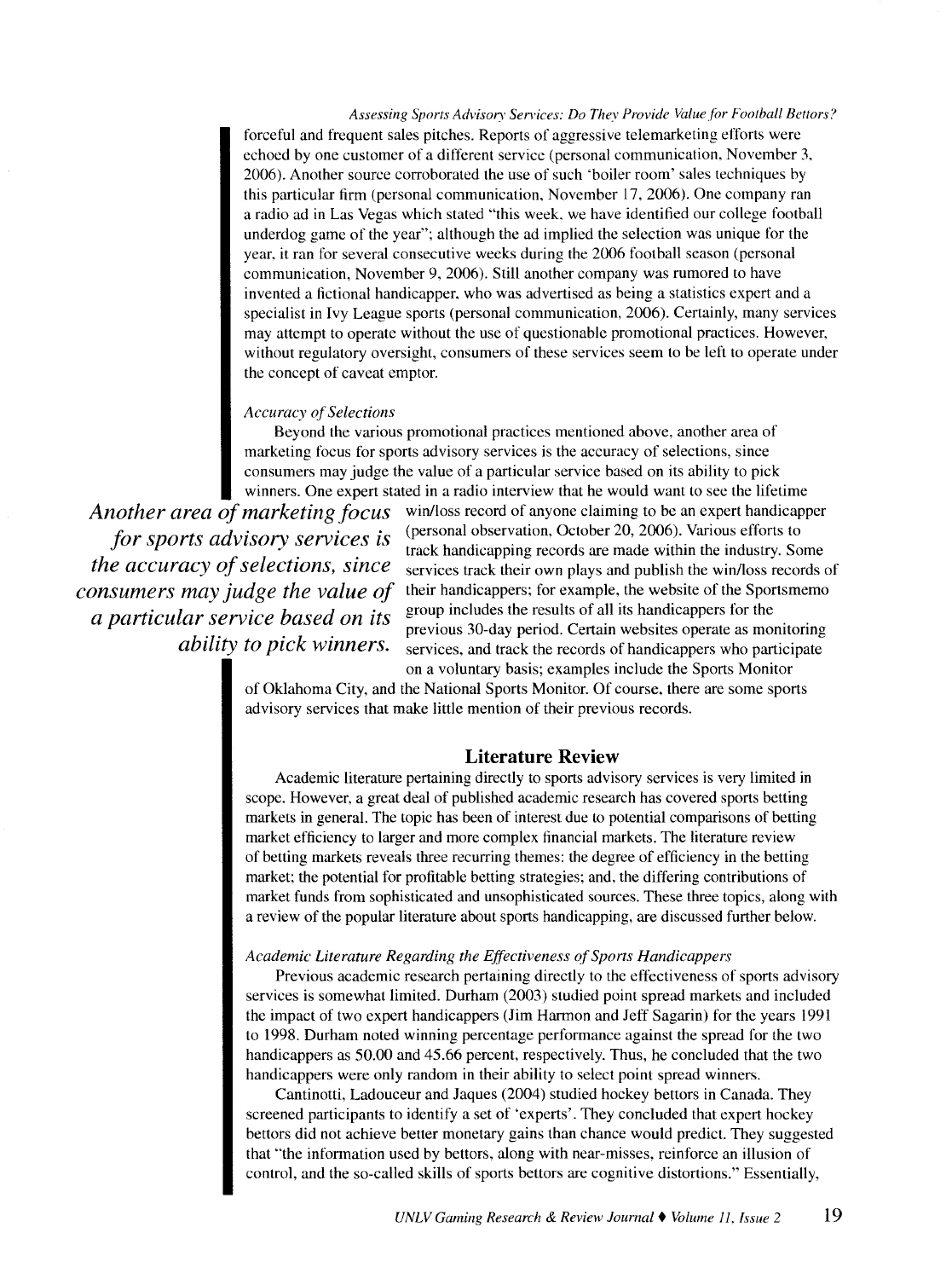forceful and frequent sales pitches. Reports of aggressive telemarketing efforts were echoed by one customer of a different service (personal communication, November 3, 2006). Another source corroborated the use of such 'boiler room' sales techniques by this particular firm (personal communication, November 17, 2006). One company ran a radio ad in Las Vegas which stated "this week, we have identified our college football underdog game of the year"; although the ad implied the selection was unique for the year, it ran for several consecutive weeks during the 2006 football season (personal communication, November 9, 2006). Still another company was rumored to have invented a fictional handicapper, who was advertised as being a statistics expert and a specialist in Ivy League sports (personal communication, 2006). Certainly, many services may attempt to operate without the use of questionable promotional practices. However, without regulatory oversight, consumers of these services seem to be left to operate under the concept of caveat emptor.

*Accuracy of Selections*

Beyond the various promotional practices mentioned above, another area of marketing focus for sports advisory services is the accuracy of selections, since consumers may judge the value of a particular service based on its ability to pick winners. One expert stated in a radio interview that he would want to see the lifetime win/loss record of anyone claiming to be an expert handicapper (personal observation, October 20, 2006). Various efforts to track handicapping records are made within the industry. Some services track their own plays and publish the win/loss records of their handicappers; for example, the website of the Sportsmemo group includes the results of all its handicappers for the previous 30-day period. Certain websites operate as monitoring services, and track the records of handicappers who participate on a voluntary basis; examples include the Sports Monitor of Oklahoma City, and the National Sports Monitor. Of course, there are some sports advisory services that make little mention of their previous records.

*Another area of marketing focus for sports advisory services is the accuracy of selections, since consumers may judge the value of a particular service based on its ability to pick winners.*

## Literature Review

Academic literature pertaining directly to sports advisory services is very limited in scope. However, a great deal of published academic research has covered sports betting markets in general. The topic has been of interest due to potential comparisons of betting market efficiency to larger and more complex financial markets. The literature review of betting markets reveals three recurring themes: the degree of efficiency in the betting market; the potential for profitable betting strategies; and, the differing contributions of market funds from sophisticated and unsophisticated sources. These three topics, along with a review of the popular literature about sports handicapping, are discussed further below.

*Academic Literature Regarding the Effectiveness of Sports Handicappers*

Previous academic research pertaining directly to the effectiveness of sports advisory services is somewhat limited. Durham (2003) studied point spread markets and included the impact of two expert handicappers (Jim Harmon and Jeff Sagarin) for the years 1991 to 1998. Durham noted winning percentage performance against the spread for the two handicappers as 50.00 and 45.66 percent, respectively. Thus, he concluded that the two handicappers were only random in their ability to select point spread winners.

Cantinotti, Ladouceur and Jaques (2004) studied hockey bettors in Canada. They screened participants to identify a set of 'experts'. They concluded that expert hockey bettors did not achieve better monetary gains than chance would predict. They suggested that "the information used by bettors, along with near-misses, reinforce an illusion of control, and the so-called skills of sports bettors are cognitive distortions." Essentially,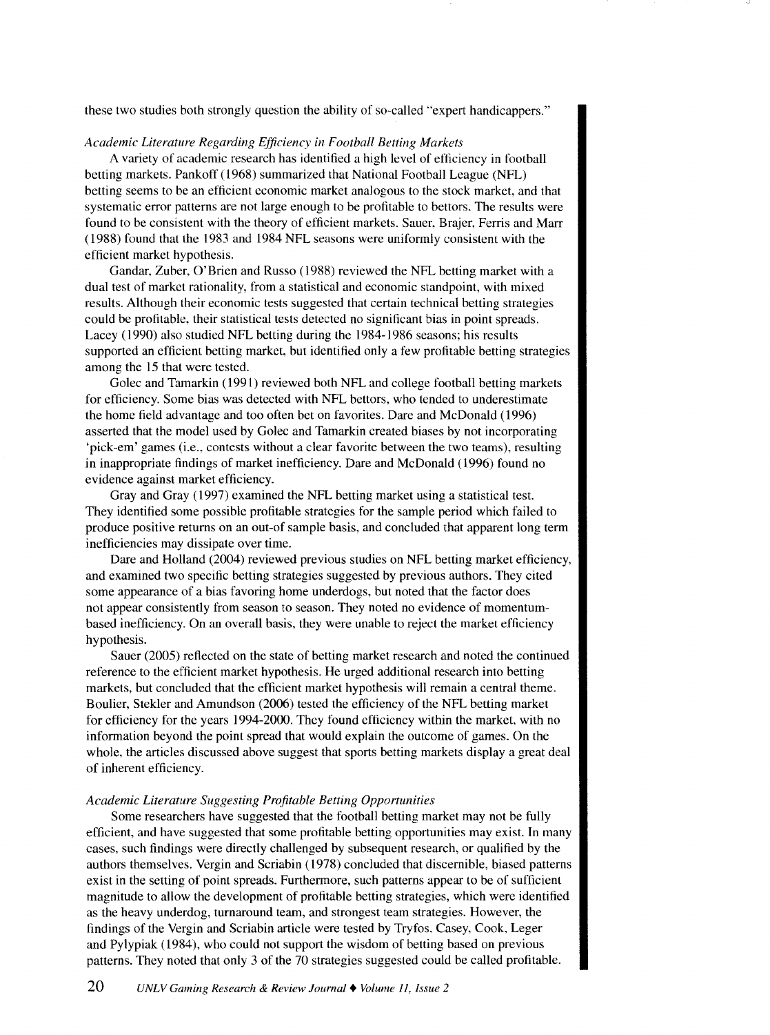these two studies both strongly question the ability of so-called "expert handicappers."

*Academic Literature Regarding Efficiency in Football Betting Markets*

A variety of academic research has identified a high level of efficiency in football betting markets. Pankoff (1968) summarized that National Football League (NFL) betting seems to be an efficient economic market analogous to the stock market, and that systematic error patterns are not large enough to be profitable to bettors. The results were found to be consistent with the theory of efficient markets. Sauer, Brajer, Ferris and Marr (1988) found that the 1983 and 1984 NFL seasons were uniformly consistent with the efficient market hypothesis.

Gandar, Zuber, O'Brien and Russo (1988) reviewed the NFL betting market with a dual test of market rationality, from a statistical and economic standpoint, with mixed results. Although their economic tests suggested that certain technical betting strategies could be profitable, their statistical tests detected no significant bias in point spreads. Lacey (1990) also studied NFL betting during the 1984-1986 seasons; his results supported an efficient betting market, but identified only a few profitable betting strategies among the 15 that were tested.

Golec and Tamarkin (1991) reviewed both NFL and college football betting markets for efficiency. Some bias was detected with NFL bettors, who tended to underestimate the home field advantage and too often bet on favorites. Dare and McDonald (1996) asserted that the model used by Golec and Tamarkin created biases by not incorporating 'pick-em' games (i.e., contests without a clear favorite between the two teams), resulting in inappropriate findings of market inefficiency. Dare and McDonald (1996) found no evidence against market efficiency.

Gray and Gray (1997) examined the NFL betting market using a statistical test. They identified some possible profitable strategies for the sample period which failed to produce positive returns on an out-of sample basis, and concluded that apparent long term inefficiencies may dissipate over time.

Dare and Holland (2004) reviewed previous studies on NFL betting market efficiency, and examined two specific betting strategies suggested by previous authors. They cited some appearance of a bias favoring home underdogs, but noted that the factor does not appear consistently from season to season. They noted no evidence of momentum-based inefficiency. On an overall basis, they were unable to reject the market efficiency hypothesis.

Sauer (2005) reflected on the state of betting market research and noted the continued reference to the efficient market hypothesis. He urged additional research into betting markets, but concluded that the efficient market hypothesis will remain a central theme. Boulier, Stekler and Amundson (2006) tested the efficiency of the NFL betting market for efficiency for the years 1994-2000. They found efficiency within the market, with no information beyond the point spread that would explain the outcome of games. On the whole, the articles discussed above suggest that sports betting markets display a great deal of inherent efficiency.

*Academic Literature Suggesting Profitable Betting Opportunities*

Some researchers have suggested that the football betting market may not be fully efficient, and have suggested that some profitable betting opportunities may exist. In many cases, such findings were directly challenged by subsequent research, or qualified by the authors themselves. Vergin and Scriabin (1978) concluded that discernible, biased patterns exist in the setting of point spreads. Furthermore, such patterns appear to be of sufficient magnitude to allow the development of profitable betting strategies, which were identified as the heavy underdog, turnaround team, and strongest team strategies. However, the findings of the Vergin and Scriabin article were tested by Tryfos, Casey, Cook, Leger and Pylypiak (1984), who could not support the wisdom of betting based on previous patterns. They noted that only 3 of the 70 strategies suggested could be called profitable.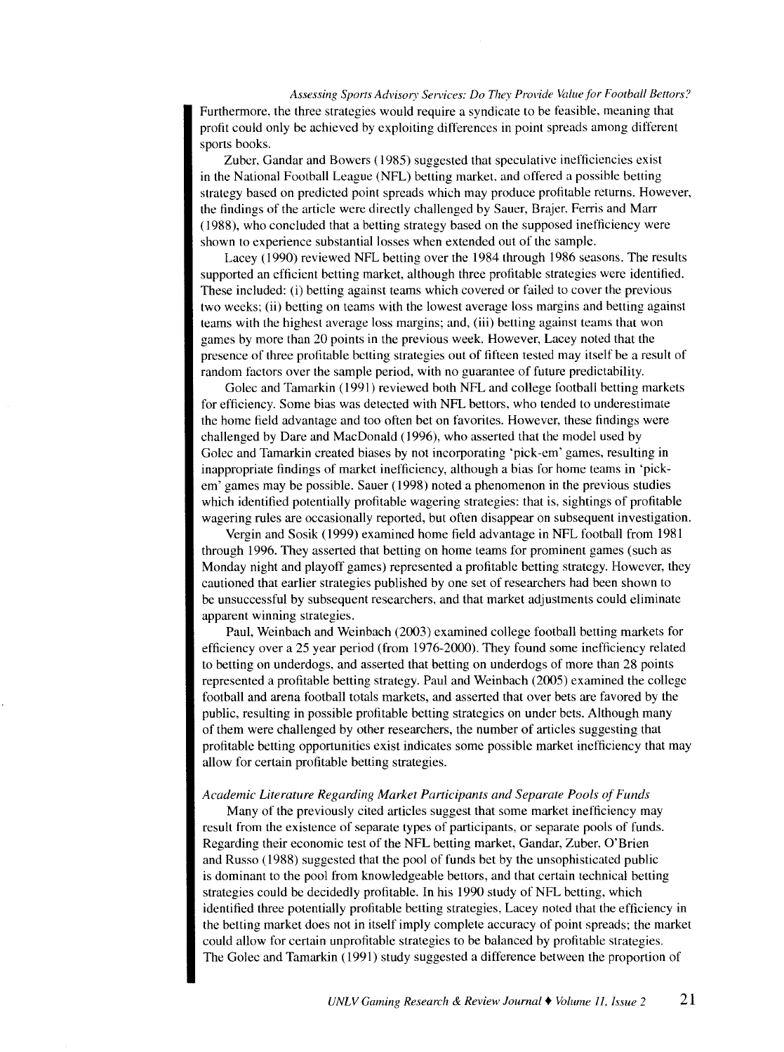Furthermore, the three strategies would require a syndicate to be feasible, meaning that profit could only be achieved by exploiting differences in point spreads among different sports books.

Zuber, Gandar and Bowers (1985) suggested that speculative inefficiencies exist in the National Football League (NFL) betting market, and offered a possible betting strategy based on predicted point spreads which may produce profitable returns. However, the findings of the article were directly challenged by Sauer, Brajer, Ferris and Marr (1988), who concluded that a betting strategy based on the supposed inefficiency were shown to experience substantial losses when extended out of the sample.

Lacey (1990) reviewed NFL betting over the 1984 through 1986 seasons. The results supported an efficient betting market, although three profitable strategies were identified. These included: (i) betting against teams which covered or failed to cover the previous two weeks; (ii) betting on teams with the lowest average loss margins and betting against teams with the highest average loss margins; and, (iii) betting against teams that won games by more than 20 points in the previous week. However, Lacey noted that the presence of three profitable betting strategies out of fifteen tested may itself be a result of random factors over the sample period, with no guarantee of future predictability.

Golec and Tamarkin (1991) reviewed both NFL and college football betting markets for efficiency. Some bias was detected with NFL bettors, who tended to underestimate the home field advantage and too often bet on favorites. However, these findings were challenged by Dare and MacDonald (1996), who asserted that the model used by Golec and Tamarkin created biases by not incorporating 'pick-em' games, resulting in inappropriate findings of market inefficiency, although a bias for home teams in 'pick-em' games may be possible. Sauer (1998) noted a phenomenon in the previous studies which identified potentially profitable wagering strategies: that is, sightings of profitable wagering rules are occasionally reported, but often disappear on subsequent investigation.

Vergin and Sosik (1999) examined home field advantage in NFL football from 1981 through 1996. They asserted that betting on home teams for prominent games (such as Monday night and playoff games) represented a profitable betting strategy. However, they cautioned that earlier strategies published by one set of researchers had been shown to be unsuccessful by subsequent researchers, and that market adjustments could eliminate apparent winning strategies.

Paul, Weinbach and Weinbach (2003) examined college football betting markets for efficiency over a 25 year period (from 1976-2000). They found some inefficiency related to betting on underdogs, and asserted that betting on underdogs of more than 28 points represented a profitable betting strategy. Paul and Weinbach (2005) examined the college football and arena football totals markets, and asserted that over bets are favored by the public, resulting in possible profitable betting strategies on under bets. Although many of them were challenged by other researchers, the number of articles suggesting that profitable betting opportunities exist indicates some possible market inefficiency that may allow for certain profitable betting strategies.

*Academic Literature Regarding Market Participants and Separate Pools of Funds*

Many of the previously cited articles suggest that some market inefficiency may result from the existence of separate types of participants, or separate pools of funds. Regarding their economic test of the NFL betting market, Gandar, Zuber, O'Brien and Russo (1988) suggested that the pool of funds bet by the unsophisticated public is dominant to the pool from knowledgeable bettors, and that certain technical betting strategies could be decidedly profitable. In his 1990 study of NFL betting, which identified three potentially profitable betting strategies, Lacey noted that the efficiency in the betting market does not in itself imply complete accuracy of point spreads; the market could allow for certain unprofitable strategies to be balanced by profitable strategies. The Golec and Tamarkin (1991) study suggested a difference between the proportion of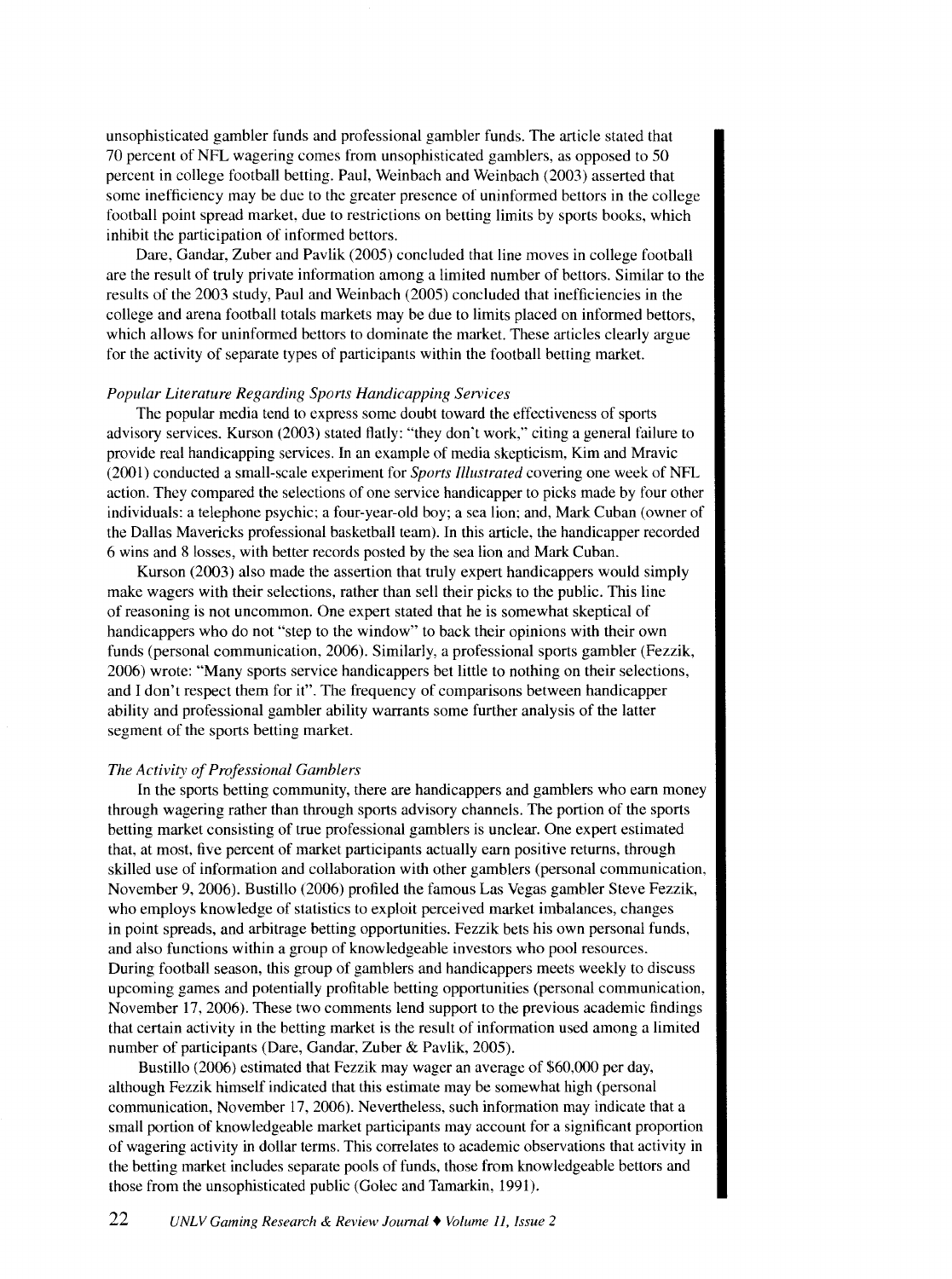unsophisticated gambler funds and professional gambler funds. The article stated that 70 percent of NFL wagering comes from unsophisticated gamblers, as opposed to 50 percent in college football betting. Paul, Weinbach and Weinbach (2003) asserted that some inefficiency may be due to the greater presence of uninformed bettors in the college football point spread market, due to restrictions on betting limits by sports books, which inhibit the participation of informed bettors.

Dare, Gandar, Zuber and Pavlik (2005) concluded that line moves in college football are the result of truly private information among a limited number of bettors. Similar to the results of the 2003 study, Paul and Weinbach (2005) concluded that inefficiencies in the college and arena football totals markets may be due to limits placed on informed bettors, which allows for uninformed bettors to dominate the market. These articles clearly argue for the activity of separate types of participants within the football betting market.

### *Popular Literature Regarding Sports Handicapping Services*

The popular media tend to express some doubt toward the effectiveness of sports advisory services. Kurson (2003) stated flatly: "they don't work," citing a general failure to provide real handicapping services. In an example of media skepticism, Kim and Mravic (2001) conducted a small-scale experiment for *Sports Illustrated* covering one week of NFL action. They compared the selections of one service handicapper to picks made by four other individuals: a telephone psychic; a four-year-old boy; a sea lion; and, Mark Cuban (owner of the Dallas Mavericks professional basketball team). In this article, the handicapper recorded 6 wins and 8 losses, with better records posted by the sea lion and Mark Cuban.

Kurson (2003) also made the assertion that truly expert handicappers would simply make wagers with their selections, rather than sell their picks to the public. This line of reasoning is not uncommon. One expert stated that he is somewhat skeptical of handicappers who do not "step to the window" to back their opinions with their own funds (personal communication, 2006). Similarly, a professional sports gambler (Fezzik, 2006) wrote: "Many sports service handicappers bet little to nothing on their selections, and I don't respect them for it". The frequency of comparisons between handicapper ability and professional gambler ability warrants some further analysis of the latter segment of the sports betting market.

### *The Activity of Professional Gamblers*

In the sports betting community, there are handicappers and gamblers who earn money through wagering rather than through sports advisory channels. The portion of the sports betting market consisting of true professional gamblers is unclear. One expert estimated that, at most, five percent of market participants actually earn positive returns, through skilled use of information and collaboration with other gamblers (personal communication, November 9, 2006). Bustillo (2006) profiled the famous Las Vegas gambler Steve Fezzik, who employs knowledge of statistics to exploit perceived market imbalances, changes in point spreads, and arbitrage betting opportunities. Fezzik bets his own personal funds, and also functions within a group of knowledgeable investors who pool resources. During football season, this group of gamblers and handicappers meets weekly to discuss upcoming games and potentially profitable betting opportunities (personal communication, November 17, 2006). These two comments lend support to the previous academic findings that certain activity in the betting market is the result of information used among a limited number of participants (Dare, Gandar, Zuber & Pavlik, 2005).

Bustillo (2006) estimated that Fezzik may wager an average of $60,000 per day, although Fezzik himself indicated that this estimate may be somewhat high (personal communication, November 17, 2006). Nevertheless, such information may indicate that a small portion of knowledgeable market participants may account for a significant proportion of wagering activity in dollar terms. This correlates to academic observations that activity in the betting market includes separate pools of funds, those from knowledgeable bettors and those from the unsophisticated public (Golec and Tamarkin, 1991).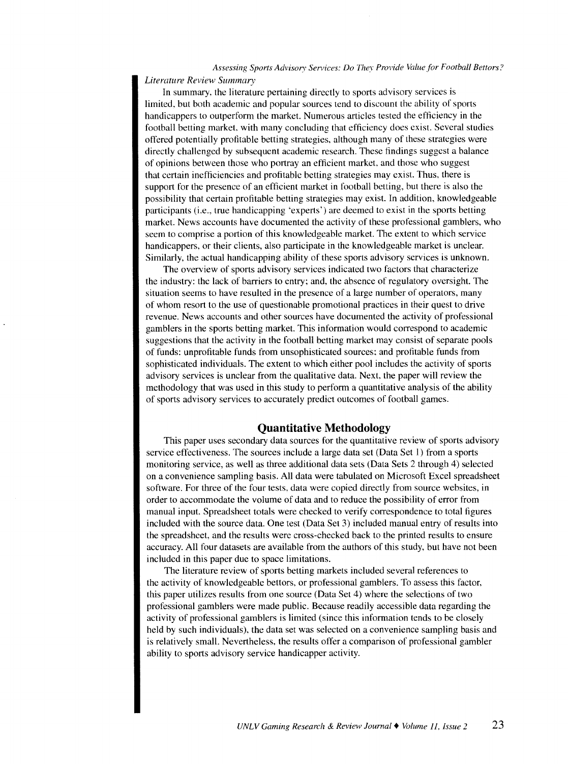*Literature Review Summary*

In summary, the literature pertaining directly to sports advisory services is limited, but both academic and popular sources tend to discount the ability of sports handicappers to outperform the market. Numerous articles tested the efficiency in the football betting market, with many concluding that efficiency does exist. Several studies offered potentially profitable betting strategies, although many of these strategies were directly challenged by subsequent academic research. These findings suggest a balance of opinions between those who portray an efficient market, and those who suggest that certain inefficiencies and profitable betting strategies may exist. Thus, there is support for the presence of an efficient market in football betting, but there is also the possibility that certain profitable betting strategies may exist. In addition, knowledgeable participants (i.e., true handicapping 'experts') are deemed to exist in the sports betting market. News accounts have documented the activity of these professional gamblers, who seem to comprise a portion of this knowledgeable market. The extent to which service handicappers, or their clients, also participate in the knowledgeable market is unclear. Similarly, the actual handicapping ability of these sports advisory services is unknown.

The overview of sports advisory services indicated two factors that characterize the industry: the lack of barriers to entry; and, the absence of regulatory oversight. The situation seems to have resulted in the presence of a large number of operators, many of whom resort to the use of questionable promotional practices in their quest to drive revenue. News accounts and other sources have documented the activity of professional gamblers in the sports betting market. This information would correspond to academic suggestions that the activity in the football betting market may consist of separate pools of funds: unprofitable funds from unsophisticated sources; and profitable funds from sophisticated individuals. The extent to which either pool includes the activity of sports advisory services is unclear from the qualitative data. Next, the paper will review the methodology that was used in this study to perform a quantitative analysis of the ability of sports advisory services to accurately predict outcomes of football games.

## Quantitative Methodology

This paper uses secondary data sources for the quantitative review of sports advisory service effectiveness. The sources include a large data set (Data Set 1) from a sports monitoring service, as well as three additional data sets (Data Sets 2 through 4) selected on a convenience sampling basis. All data were tabulated on Microsoft Excel spreadsheet software. For three of the four tests, data were copied directly from source websites, in order to accommodate the volume of data and to reduce the possibility of error from manual input. Spreadsheet totals were checked to verify correspondence to total figures included with the source data. One test (Data Set 3) included manual entry of results into the spreadsheet, and the results were cross-checked back to the printed results to ensure accuracy. All four datasets are available from the authors of this study, but have not been included in this paper due to space limitations.

The literature review of sports betting markets included several references to the activity of knowledgeable bettors, or professional gamblers. To assess this factor, this paper utilizes results from one source (Data Set 4) where the selections of two professional gamblers were made public. Because readily accessible data regarding the activity of professional gamblers is limited (since this information tends to be closely held by such individuals), the data set was selected on a convenience sampling basis and is relatively small. Nevertheless, the results offer a comparison of professional gambler ability to sports advisory service handicapper activity.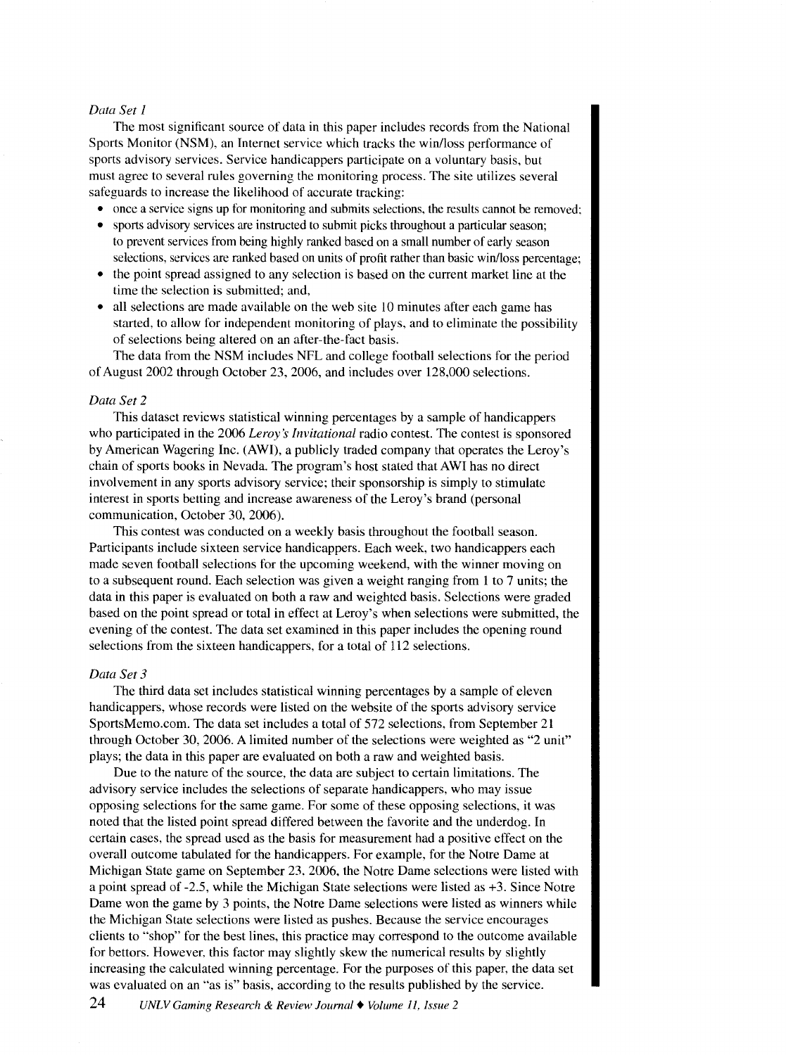*Data Set 1*

The most significant source of data in this paper includes records from the National Sports Monitor (NSM), an Internet service which tracks the win/loss performance of sports advisory services. Service handicappers participate on a voluntary basis, but must agree to several rules governing the monitoring process. The site utilizes several safeguards to increase the likelihood of accurate tracking:

- once a service signs up for monitoring and submits selections, the results cannot be removed;
- sports advisory services are instructed to submit picks throughout a particular season; to prevent services from being highly ranked based on a small number of early season selections, services are ranked based on units of profit rather than basic win/loss percentage;
- the point spread assigned to any selection is based on the current market line at the time the selection is submitted; and,
- all selections are made available on the web site 10 minutes after each game has started, to allow for independent monitoring of plays, and to eliminate the possibility of selections being altered on an after-the-fact basis.

The data from the NSM includes NFL and college football selections for the period of August 2002 through October 23, 2006, and includes over 128,000 selections.

*Data Set 2*

This dataset reviews statistical winning percentages by a sample of handicappers who participated in the 2006 *Leroy's Invitational* radio contest. The contest is sponsored by American Wagering Inc. (AWI), a publicly traded company that operates the Leroy's chain of sports books in Nevada. The program's host stated that AWI has no direct involvement in any sports advisory service; their sponsorship is simply to stimulate interest in sports betting and increase awareness of the Leroy's brand (personal communication, October 30, 2006).

This contest was conducted on a weekly basis throughout the football season. Participants include sixteen service handicappers. Each week, two handicappers each made seven football selections for the upcoming weekend, with the winner moving on to a subsequent round. Each selection was given a weight ranging from 1 to 7 units; the data in this paper is evaluated on both a raw and weighted basis. Selections were graded based on the point spread or total in effect at Leroy's when selections were submitted, the evening of the contest. The data set examined in this paper includes the opening round selections from the sixteen handicappers, for a total of 112 selections.

*Data Set 3*

The third data set includes statistical winning percentages by a sample of eleven handicappers, whose records were listed on the website of the sports advisory service SportsMemo.com. The data set includes a total of 572 selections, from September 21 through October 30, 2006. A limited number of the selections were weighted as "2 unit" plays; the data in this paper are evaluated on both a raw and weighted basis.

Due to the nature of the source, the data are subject to certain limitations. The advisory service includes the selections of separate handicappers, who may issue opposing selections for the same game. For some of these opposing selections, it was noted that the listed point spread differed between the favorite and the underdog. In certain cases, the spread used as the basis for measurement had a positive effect on the overall outcome tabulated for the handicappers. For example, for the Notre Dame at Michigan State game on September 23, 2006, the Notre Dame selections were listed with a point spread of -2.5, while the Michigan State selections were listed as +3. Since Notre Dame won the game by 3 points, the Notre Dame selections were listed as winners while the Michigan State selections were listed as pushes. Because the service encourages clients to "shop" for the best lines, this practice may correspond to the outcome available for bettors. However, this factor may slightly skew the numerical results by slightly increasing the calculated winning percentage. For the purposes of this paper, the data set was evaluated on an "as is" basis, according to the results published by the service.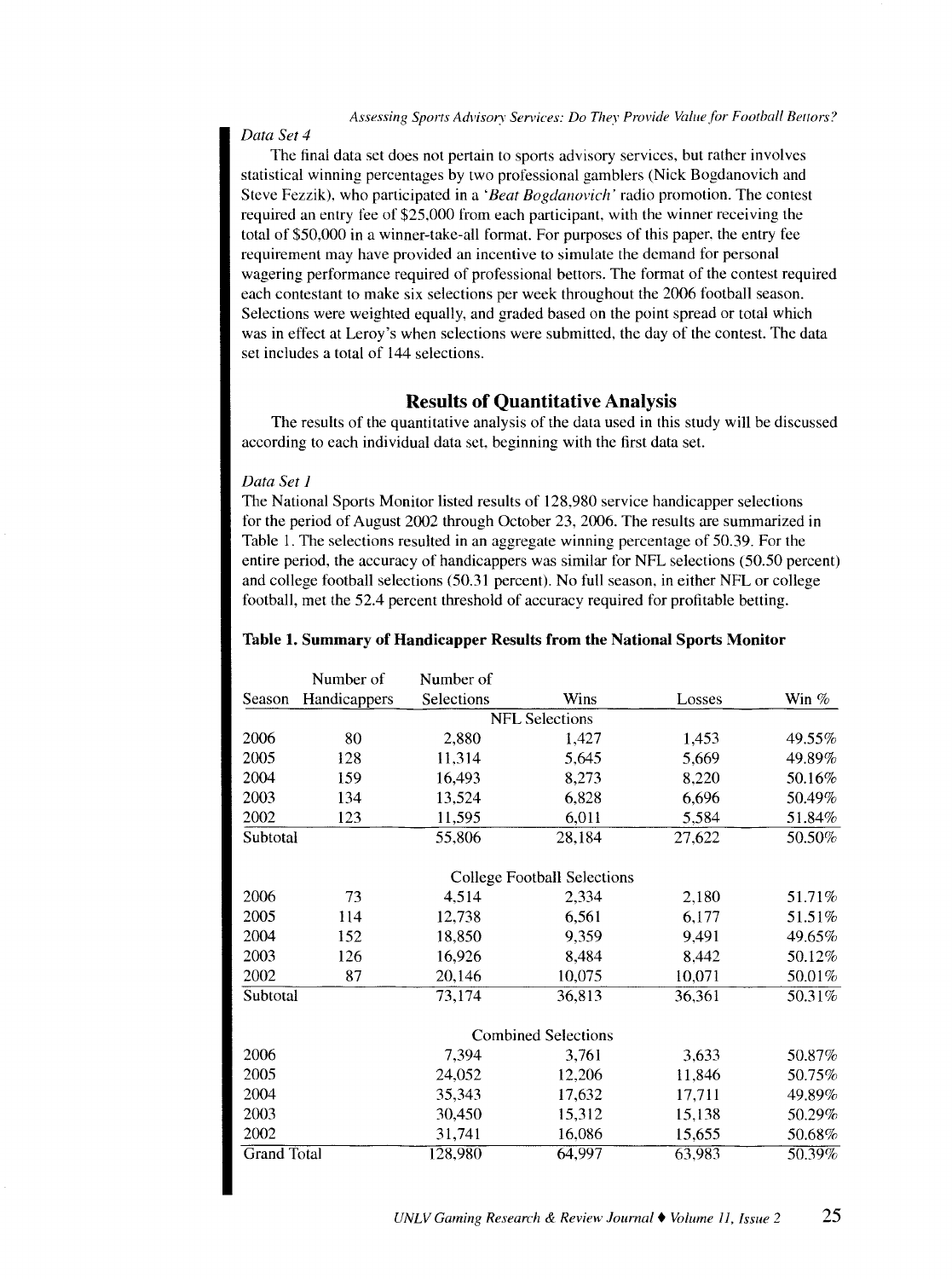*Data Set 4*

The final data set does not pertain to sports advisory services, but rather involves statistical winning percentages by two professional gamblers (Nick Bogdanovich and Steve Fezzik), who participated in a '*Beat Bogdanovich*' radio promotion. The contest required an entry fee of $25,000 from each participant, with the winner receiving the total of $50,000 in a winner-take-all format. For purposes of this paper, the entry fee requirement may have provided an incentive to simulate the demand for personal wagering performance required of professional bettors. The format of the contest required each contestant to make six selections per week throughout the 2006 football season. Selections were weighted equally, and graded based on the point spread or total which was in effect at Leroy's when selections were submitted, the day of the contest. The data set includes a total of 144 selections.

## Results of Quantitative Analysis

The results of the quantitative analysis of the data used in this study will be discussed according to each individual data set, beginning with the first data set.

*Data Set 1*

The National Sports Monitor listed results of 128,980 service handicapper selections for the period of August 2002 through October 23, 2006. The results are summarized in Table 1. The selections resulted in an aggregate winning percentage of 50.39. For the entire period, the accuracy of handicappers was similar for NFL selections (50.50 percent) and college football selections (50.31 percent). No full season, in either NFL or college football, met the 52.4 percent threshold of accuracy required for profitable betting.

**Table 1. Summary of Handicapper Results from the National Sports Monitor**

| Season | Number of Handicappers | Number of Selections | Wins | Losses | Win % |
|---|---|---|---|---|---|
| | | NFL Selections | | | |
| 2006 | 80 | 2,880 | 1,427 | 1,453 | 49.55% |
| 2005 | 128 | 11,314 | 5,645 | 5,669 | 49.89% |
| 2004 | 159 | 16,493 | 8,273 | 8,220 | 50.16% |
| 2003 | 134 | 13,524 | 6,828 | 6,696 | 50.49% |
| 2002 | 123 | 11,595 | 6,011 | 5,584 | 51.84% |
| Subtotal | | 55,806 | 28,184 | 27,622 | 50.50% |
| | | College Football Selections | | | |
| 2006 | 73 | 4,514 | 2,334 | 2,180 | 51.71% |
| 2005 | 114 | 12,738 | 6,561 | 6,177 | 51.51% |
| 2004 | 152 | 18,850 | 9,359 | 9,491 | 49.65% |
| 2003 | 126 | 16,926 | 8,484 | 8,442 | 50.12% |
| 2002 | 87 | 20,146 | 10,075 | 10,071 | 50.01% |
| Subtotal | | 73,174 | 36,813 | 36,361 | 50.31% |
| | | Combined Selections | | | |
| 2006 | | 7,394 | 3,761 | 3,633 | 50.87% |
| 2005 | | 24,052 | 12,206 | 11,846 | 50.75% |
| 2004 | | 35,343 | 17,632 | 17,711 | 49.89% |
| 2003 | | 30,450 | 15,312 | 15,138 | 50.29% |
| 2002 | | 31,741 | 16,086 | 15,655 | 50.68% |
| Grand Total | | 128,980 | 64,997 | 63,983 | 50.39% |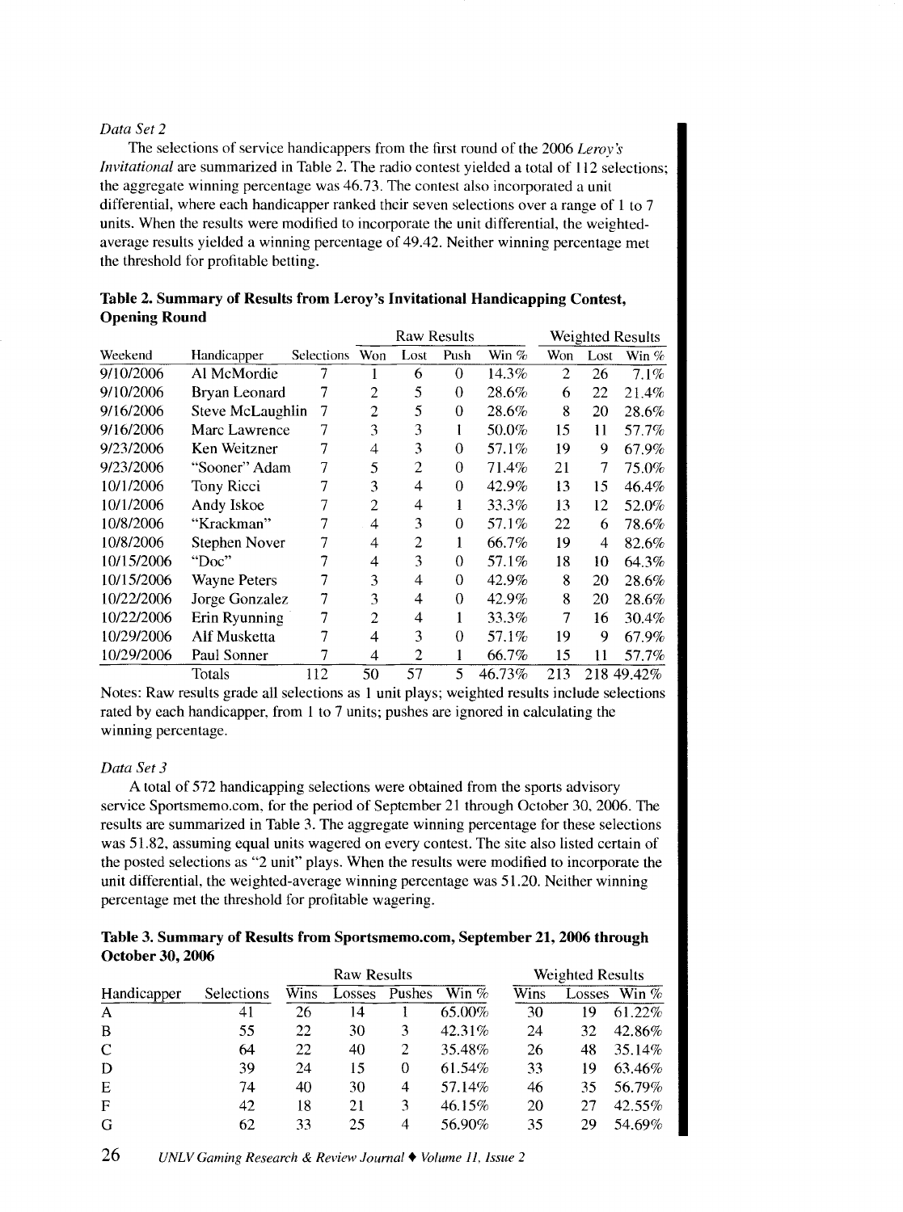*Data Set 2*

The selections of service handicappers from the first round of the 2006 *Leroy's Invitational* are summarized in Table 2. The radio contest yielded a total of 112 selections; the aggregate winning percentage was 46.73. The contest also incorporated a unit differential, where each handicapper ranked their seven selections over a range of 1 to 7 units. When the results were modified to incorporate the unit differential, the weighted-average results yielded a winning percentage of 49.42. Neither winning percentage met the threshold for profitable betting.

**Table 2. Summary of Results from Leroy's Invitational Handicapping Contest, Opening Round**

| | | | Raw Results | | | | Weighted Results | | |
|---|---|---|---|---|---|---|---|---|---|
| Weekend | Handicapper | Selections | Won | Lost | Push | Win % | Won | Lost | Win % |
| 9/10/2006 | Al McMordie | 7 | 1 | 6 | 0 | 14.3% | 2 | 26 | 7.1% |
| 9/10/2006 | Bryan Leonard | 7 | 2 | 5 | 0 | 28.6% | 6 | 22 | 21.4% |
| 9/16/2006 | Steve McLaughlin | 7 | 2 | 5 | 0 | 28.6% | 8 | 20 | 28.6% |
| 9/16/2006 | Marc Lawrence | 7 | 3 | 3 | 1 | 50.0% | 15 | 11 | 57.7% |
| 9/23/2006 | Ken Weitzner | 7 | 4 | 3 | 0 | 57.1% | 19 | 9 | 67.9% |
| 9/23/2006 | "Sooner" Adam | 7 | 5 | 2 | 0 | 71.4% | 21 | 7 | 75.0% |
| 10/1/2006 | Tony Ricci | 7 | 3 | 4 | 0 | 42.9% | 13 | 15 | 46.4% |
| 10/1/2006 | Andy Iskoe | 7 | 2 | 4 | 1 | 33.3% | 13 | 12 | 52.0% |
| 10/8/2006 | "Krackman" | 7 | 4 | 3 | 0 | 57.1% | 22 | 6 | 78.6% |
| 10/8/2006 | Stephen Nover | 7 | 4 | 2 | 1 | 66.7% | 19 | 4 | 82.6% |
| 10/15/2006 | "Doc" | 7 | 4 | 3 | 0 | 57.1% | 18 | 10 | 64.3% |
| 10/15/2006 | Wayne Peters | 7 | 3 | 4 | 0 | 42.9% | 8 | 20 | 28.6% |
| 10/22/2006 | Jorge Gonzalez | 7 | 3 | 4 | 0 | 42.9% | 8 | 20 | 28.6% |
| 10/22/2006 | Erin Ryunning | 7 | 2 | 4 | 1 | 33.3% | 7 | 16 | 30.4% |
| 10/29/2006 | Alf Musketta | 7 | 4 | 3 | 0 | 57.1% | 19 | 9 | 67.9% |
| 10/29/2006 | Paul Sonner | 7 | 4 | 2 | 1 | 66.7% | 15 | 11 | 57.7% |
| | Totals | 112 | 50 | 57 | 5 | 46.73% | 213 | 218 | 49.42% |

Notes: Raw results grade all selections as 1 unit plays; weighted results include selections rated by each handicapper, from 1 to 7 units; pushes are ignored in calculating the winning percentage.

*Data Set 3*

A total of 572 handicapping selections were obtained from the sports advisory service Sportsmemo.com, for the period of September 21 through October 30, 2006. The results are summarized in Table 3. The aggregate winning percentage for these selections was 51.82, assuming equal units wagered on every contest. The site also listed certain of the posted selections as "2 unit" plays. When the results were modified to incorporate the unit differential, the weighted-average winning percentage was 51.20. Neither winning percentage met the threshold for profitable wagering.

**Table 3. Summary of Results from Sportsmemo.com, September 21, 2006 through October 30, 2006**

| | | Raw Results | | | | Weighted Results | | |
|---|---|---|---|---|---|---|---|---|
| Handicapper | Selections | Wins | Losses | Pushes | Win % | Wins | Losses | Win % |
| A | 41 | 26 | 14 | 1 | 65.00% | 30 | 19 | 61.22% |
| B | 55 | 22 | 30 | 3 | 42.31% | 24 | 32 | 42.86% |
| C | 64 | 22 | 40 | 2 | 35.48% | 26 | 48 | 35.14% |
| D | 39 | 24 | 15 | 0 | 61.54% | 33 | 19 | 63.46% |
| E | 74 | 40 | 30 | 4 | 57.14% | 46 | 35 | 56.79% |
| F | 42 | 18 | 21 | 3 | 46.15% | 20 | 27 | 42.55% |
| G | 62 | 33 | 25 | 4 | 56.90% | 35 | 29 | 54.69% |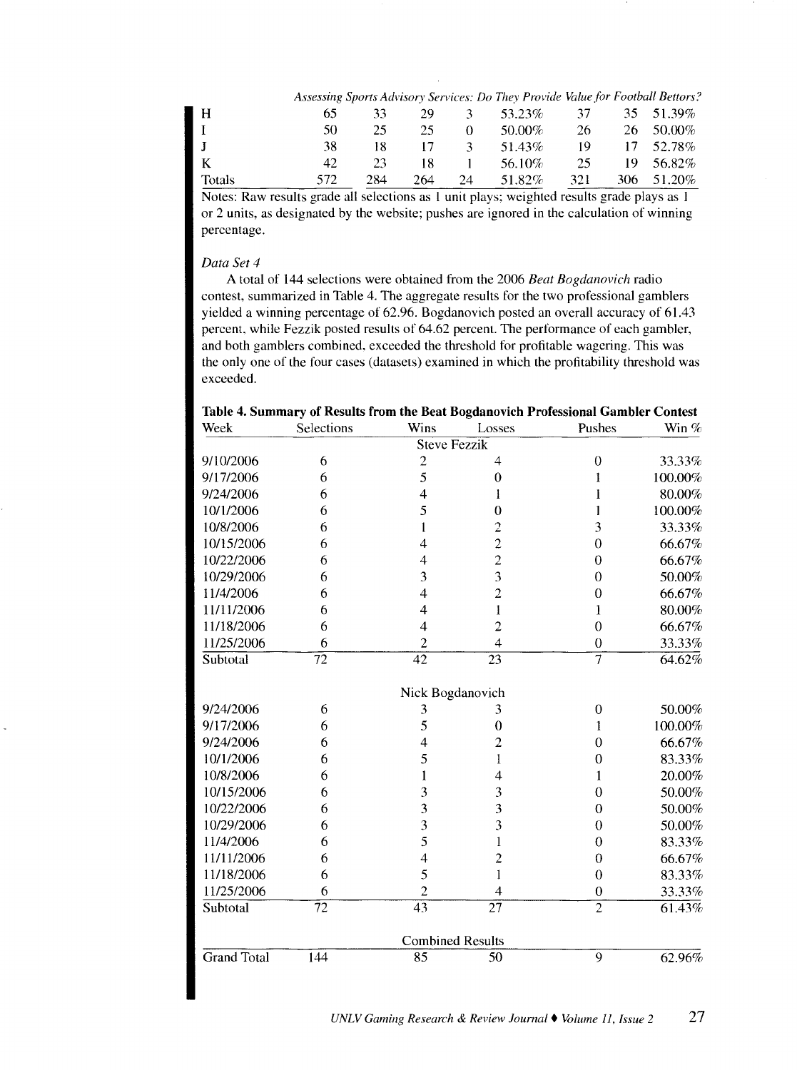| | | | | | | | | |
|---|---|---|---|---|---|---|---|---|
| H | 65 | 33 | 29 | 3 | 53.23% | 37 | 35 | 51.39% |
| I | 50 | 25 | 25 | 0 | 50.00% | 26 | 26 | 50.00% |
| J | 38 | 18 | 17 | 3 | 51.43% | 19 | 17 | 52.78% |
| K | 42 | 23 | 18 | 1 | 56.10% | 25 | 19 | 56.82% |
| Totals | 572 | 284 | 264 | 24 | 51.82% | 321 | 306 | 51.20% |

Notes: Raw results grade all selections as 1 unit plays; weighted results grade plays as 1 or 2 units, as designated by the website; pushes are ignored in the calculation of winning percentage.

*Data Set 4*

A total of 144 selections were obtained from the 2006 *Beat Bogdanovich* radio contest, summarized in Table 4. The aggregate results for the two professional gamblers yielded a winning percentage of 62.96. Bogdanovich posted an overall accuracy of 61.43 percent, while Fezzik posted results of 64.62 percent. The performance of each gambler, and both gamblers combined, exceeded the threshold for profitable wagering. This was the only one of the four cases (datasets) examined in which the profitability threshold was exceeded.

**Table 4. Summary of Results from the Beat Bogdanovich Professional Gambler Contest**

| Week | Selections | Wins | Losses | Pushes | Win % |
|---|---|---|---|---|---|
| | | Steve Fezzik | | | |
| 9/10/2006 | 6 | 2 | 4 | 0 | 33.33% |
| 9/17/2006 | 6 | 5 | 0 | 1 | 100.00% |
| 9/24/2006 | 6 | 4 | 1 | 1 | 80.00% |
| 10/1/2006 | 6 | 5 | 0 | 1 | 100.00% |
| 10/8/2006 | 6 | 1 | 2 | 3 | 33.33% |
| 10/15/2006 | 6 | 4 | 2 | 0 | 66.67% |
| 10/22/2006 | 6 | 4 | 2 | 0 | 66.67% |
| 10/29/2006 | 6 | 3 | 3 | 0 | 50.00% |
| 11/4/2006 | 6 | 4 | 2 | 0 | 66.67% |
| 11/11/2006 | 6 | 4 | 1 | 1 | 80.00% |
| 11/18/2006 | 6 | 4 | 2 | 0 | 66.67% |
| 11/25/2006 | 6 | 2 | 4 | 0 | 33.33% |
| Subtotal | 72 | 42 | 23 | 7 | 64.62% |
| | | Nick Bogdanovich | | | |
| 9/24/2006 | 6 | 3 | 3 | 0 | 50.00% |
| 9/17/2006 | 6 | 5 | 0 | 1 | 100.00% |
| 9/24/2006 | 6 | 4 | 2 | 0 | 66.67% |
| 10/1/2006 | 6 | 5 | 1 | 0 | 83.33% |
| 10/8/2006 | 6 | 1 | 4 | 1 | 20.00% |
| 10/15/2006 | 6 | 3 | 3 | 0 | 50.00% |
| 10/22/2006 | 6 | 3 | 3 | 0 | 50.00% |
| 10/29/2006 | 6 | 3 | 3 | 0 | 50.00% |
| 11/4/2006 | 6 | 5 | 1 | 0 | 83.33% |
| 11/11/2006 | 6 | 4 | 2 | 0 | 66.67% |
| 11/18/2006 | 6 | 5 | 1 | 0 | 83.33% |
| 11/25/2006 | 6 | 2 | 4 | 0 | 33.33% |
| Subtotal | 72 | 43 | 27 | 2 | 61.43% |
| | | Combined Results | | | |
| Grand Total | 144 | 85 | 50 | 9 | 62.96% |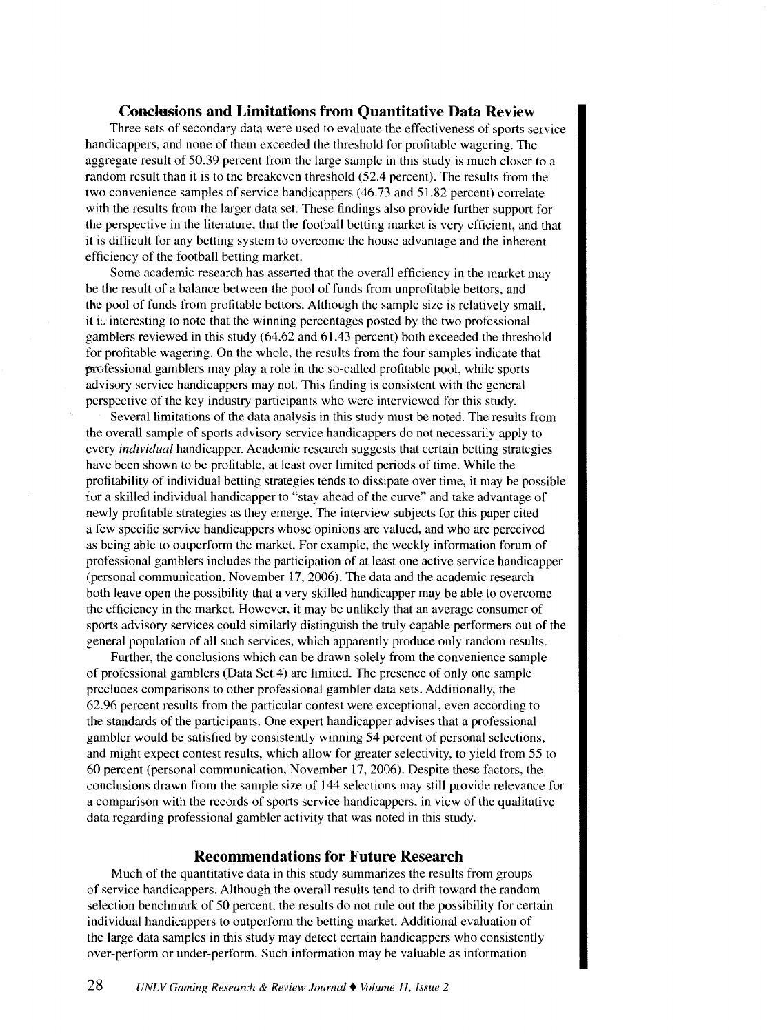## Conclusions and Limitations from Quantitative Data Review

Three sets of secondary data were used to evaluate the effectiveness of sports service handicappers, and none of them exceeded the threshold for profitable wagering. The aggregate result of 50.39 percent from the large sample in this study is much closer to a random result than it is to the breakeven threshold (52.4 percent). The results from the two convenience samples of service handicappers (46.73 and 51.82 percent) correlate with the results from the larger data set. These findings also provide further support for the perspective in the literature, that the football betting market is very efficient, and that it is difficult for any betting system to overcome the house advantage and the inherent efficiency of the football betting market.

Some academic research has asserted that the overall efficiency in the market may be the result of a balance between the pool of funds from unprofitable bettors, and the pool of funds from profitable bettors. Although the sample size is relatively small, it is interesting to note that the winning percentages posted by the two professional gamblers reviewed in this study (64.62 and 61.43 percent) both exceeded the threshold for profitable wagering. On the whole, the results from the four samples indicate that professional gamblers may play a role in the so-called profitable pool, while sports advisory service handicappers may not. This finding is consistent with the general perspective of the key industry participants who were interviewed for this study.

Several limitations of the data analysis in this study must be noted. The results from the overall sample of sports advisory service handicappers do not necessarily apply to every *individual* handicapper. Academic research suggests that certain betting strategies have been shown to be profitable, at least over limited periods of time. While the profitability of individual betting strategies tends to dissipate over time, it may be possible for a skilled individual handicapper to "stay ahead of the curve" and take advantage of newly profitable strategies as they emerge. The interview subjects for this paper cited a few specific service handicappers whose opinions are valued, and who are perceived as being able to outperform the market. For example, the weekly information forum of professional gamblers includes the participation of at least one active service handicapper (personal communication, November 17, 2006). The data and the academic research both leave open the possibility that a very skilled handicapper may be able to overcome the efficiency in the market. However, it may be unlikely that an average consumer of sports advisory services could similarly distinguish the truly capable performers out of the general population of all such services, which apparently produce only random results.

Further, the conclusions which can be drawn solely from the convenience sample of professional gamblers (Data Set 4) are limited. The presence of only one sample precludes comparisons to other professional gambler data sets. Additionally, the 62.96 percent results from the particular contest were exceptional, even according to the standards of the participants. One expert handicapper advises that a professional gambler would be satisfied by consistently winning 54 percent of personal selections, and might expect contest results, which allow for greater selectivity, to yield from 55 to 60 percent (personal communication, November 17, 2006). Despite these factors, the conclusions drawn from the sample size of 144 selections may still provide relevance for a comparison with the records of sports service handicappers, in view of the qualitative data regarding professional gambler activity that was noted in this study.

## Recommendations for Future Research

Much of the quantitative data in this study summarizes the results from groups of service handicappers. Although the overall results tend to drift toward the random selection benchmark of 50 percent, the results do not rule out the possibility for certain individual handicappers to outperform the betting market. Additional evaluation of the large data samples in this study may detect certain handicappers who consistently over-perform or under-perform. Such information may be valuable as information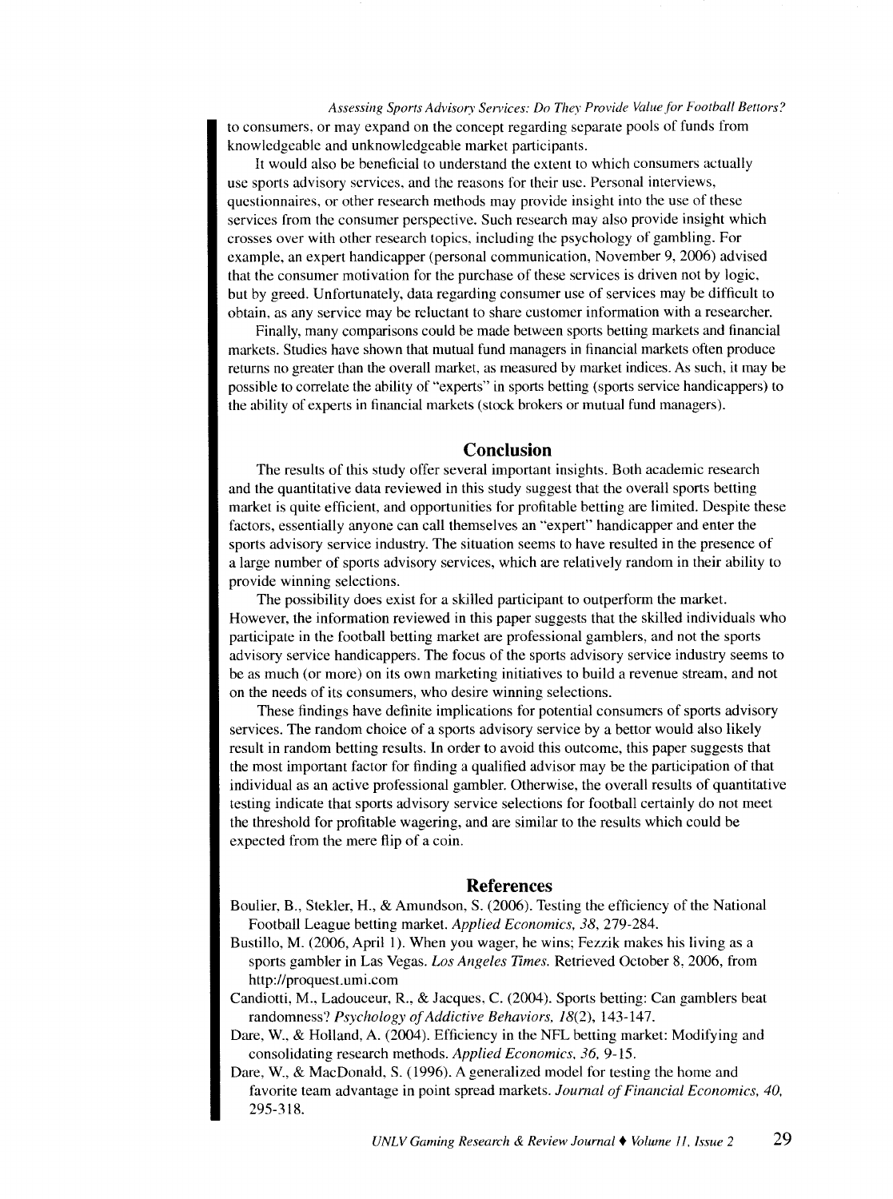to consumers, or may expand on the concept regarding separate pools of funds from knowledgeable and unknowledgeable market participants.

It would also be beneficial to understand the extent to which consumers actually use sports advisory services, and the reasons for their use. Personal interviews, questionnaires, or other research methods may provide insight into the use of these services from the consumer perspective. Such research may also provide insight which crosses over with other research topics, including the psychology of gambling. For example, an expert handicapper (personal communication, November 9, 2006) advised that the consumer motivation for the purchase of these services is driven not by logic, but by greed. Unfortunately, data regarding consumer use of services may be difficult to obtain, as any service may be reluctant to share customer information with a researcher.

Finally, many comparisons could be made between sports betting markets and financial markets. Studies have shown that mutual fund managers in financial markets often produce returns no greater than the overall market, as measured by market indices. As such, it may be possible to correlate the ability of "experts" in sports betting (sports service handicappers) to the ability of experts in financial markets (stock brokers or mutual fund managers).

## Conclusion

The results of this study offer several important insights. Both academic research and the quantitative data reviewed in this study suggest that the overall sports betting market is quite efficient, and opportunities for profitable betting are limited. Despite these factors, essentially anyone can call themselves an "expert" handicapper and enter the sports advisory service industry. The situation seems to have resulted in the presence of a large number of sports advisory services, which are relatively random in their ability to provide winning selections.

The possibility does exist for a skilled participant to outperform the market. However, the information reviewed in this paper suggests that the skilled individuals who participate in the football betting market are professional gamblers, and not the sports advisory service handicappers. The focus of the sports advisory service industry seems to be as much (or more) on its own marketing initiatives to build a revenue stream, and not on the needs of its consumers, who desire winning selections.

These findings have definite implications for potential consumers of sports advisory services. The random choice of a sports advisory service by a bettor would also likely result in random betting results. In order to avoid this outcome, this paper suggests that the most important factor for finding a qualified advisor may be the participation of that individual as an active professional gambler. Otherwise, the overall results of quantitative testing indicate that sports advisory service selections for football certainly do not meet the threshold for profitable wagering, and are similar to the results which could be expected from the mere flip of a coin.

## References

Boulier, B., Stekler, H., & Amundson, S. (2006). Testing the efficiency of the National Football League betting market. *Applied Economics, 38*, 279-284.

Bustillo, M. (2006, April 1). When you wager, he wins; Fezzik makes his living as a sports gambler in Las Vegas. *Los Angeles Times*. Retrieved October 8, 2006, from http://proquest.umi.com

Candiotti, M., Ladouceur, R., & Jacques, C. (2004). Sports betting: Can gamblers beat randomness? *Psychology of Addictive Behaviors, 18*(2), 143-147.

Dare, W., & Holland, A. (2004). Efficiency in the NFL betting market: Modifying and consolidating research methods. *Applied Economics, 36*, 9-15.

Dare, W., & MacDonald, S. (1996). A generalized model for testing the home and favorite team advantage in point spread markets. *Journal of Financial Economics, 40*, 295-318.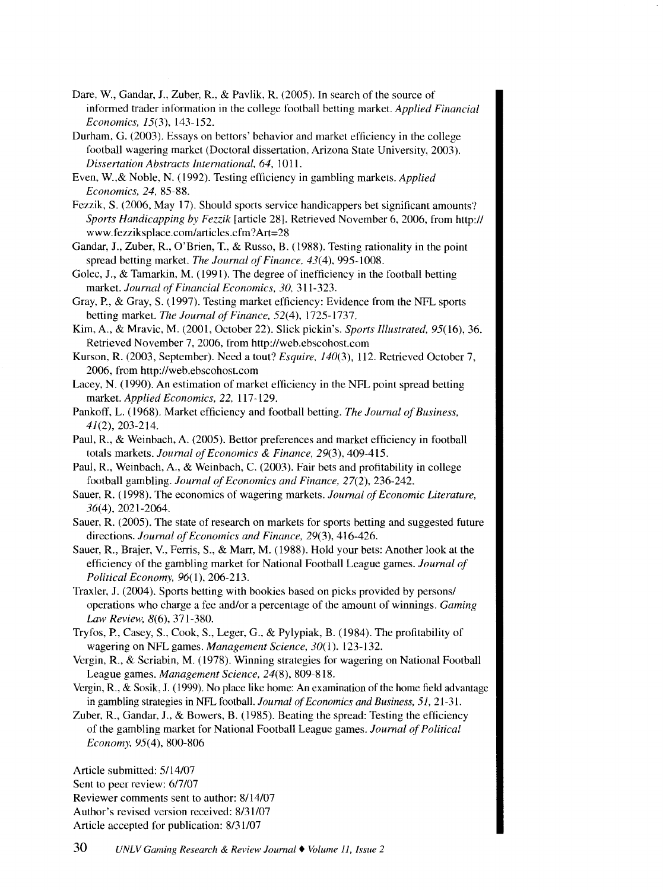Dare, W., Gandar, J., Zuber, R., & Pavlik, R. (2005). In search of the source of informed trader information in the college football betting market. *Applied Financial Economics, 15*(3), 143-152.

Durham, G. (2003). Essays on bettors' behavior and market efficiency in the college football wagering market (Doctoral dissertation, Arizona State University, 2003). *Dissertation Abstracts International, 64*, 1011.

Even, W.,& Noble, N. (1992). Testing efficiency in gambling markets. *Applied Economics, 24*, 85-88.

Fezzik, S. (2006, May 17). Should sports service handicappers bet significant amounts? *Sports Handicapping by Fezzik* [article 28]. Retrieved November 6, 2006, from http://www.fezziksplace.com/articles.cfm?Art=28

Gandar, J., Zuber, R., O'Brien, T., & Russo, B. (1988). Testing rationality in the point spread betting market. *The Journal of Finance, 43*(4), 995-1008.

Golec, J., & Tamarkin, M. (1991). The degree of inefficiency in the football betting market. *Journal of Financial Economics, 30*, 311-323.

Gray, P., & Gray, S. (1997). Testing market efficiency: Evidence from the NFL sports betting market. *The Journal of Finance, 52*(4), 1725-1737.

Kim, A., & Mravic, M. (2001, October 22). Slick pickin's. *Sports Illustrated, 95*(16), 36. Retrieved November 7, 2006, from http://web.ebscohost.com

Kurson, R. (2003, September). Need a tout? *Esquire, 140*(3), 112. Retrieved October 7, 2006, from http://web.ebscohost.com

Lacey, N. (1990). An estimation of market efficiency in the NFL point spread betting market. *Applied Economics, 22*, 117-129.

Pankoff, L. (1968). Market efficiency and football betting. *The Journal of Business, 41*(2), 203-214.

Paul, R., & Weinbach, A. (2005). Bettor preferences and market efficiency in football totals markets. *Journal of Economics & Finance, 29*(3), 409-415.

Paul, R., Weinbach, A., & Weinbach, C. (2003). Fair bets and profitability in college football gambling. *Journal of Economics and Finance, 27*(2), 236-242.

Sauer, R. (1998). The economics of wagering markets. *Journal of Economic Literature, 36*(4), 2021-2064.

Sauer, R. (2005). The state of research on markets for sports betting and suggested future directions. *Journal of Economics and Finance, 29*(3), 416-426.

Sauer, R., Brajer, V., Ferris, S., & Marr, M. (1988). Hold your bets: Another look at the efficiency of the gambling market for National Football League games. *Journal of Political Economy, 96*(1), 206-213.

Traxler, J. (2004). Sports betting with bookies based on picks provided by persons/operations who charge a fee and/or a percentage of the amount of winnings. *Gaming Law Review, 8*(6), 371-380.

Tryfos, P., Casey, S., Cook, S., Leger, G., & Pylypiak, B. (1984). The profitability of wagering on NFL games. *Management Science, 30*(1). 123-132.

Vergin, R., & Scriabin, M. (1978). Winning strategies for wagering on National Football League games. *Management Science, 24*(8), 809-818.

Vergin, R., & Sosik, J. (1999). No place like home: An examination of the home field advantage in gambling strategies in NFL football. *Journal of Economics and Business, 51*, 21-31.

Zuber, R., Gandar, J., & Bowers, B. (1985). Beating the spread: Testing the efficiency of the gambling market for National Football League games. *Journal of Political Economy, 95*(4), 800-806

Article submitted: 5/14/07
Sent to peer review: 6/7/07
Reviewer comments sent to author: 8/14/07
Author's revised version received: 8/31/07
Article accepted for publication: 8/31/07